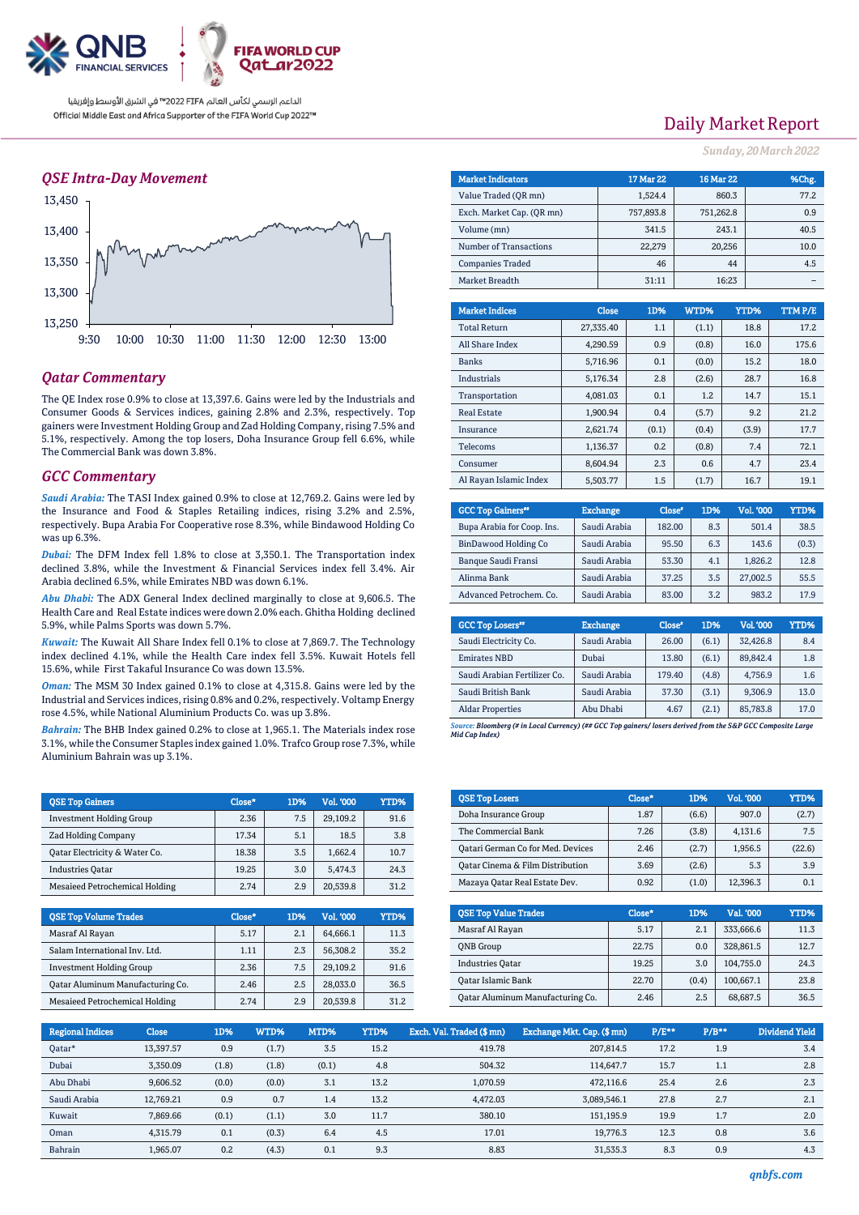QNB FINANCIAL SERVICES

FIFA WORLD CUP Qatar2022

الداعم الرسمي لكأس العالم FIFA 2022™ في الشرق الأوسط وإفريقيا

Official Middle East and Africa Supporter of the FIFA World Cup 2022™

# Daily Market Report

*Sunday, 20 March 2022*

## QSE Intra-Day Movement

## Qatar Commentary

The QE Index rose 0.9% to close at 13,397.6. Gains were led by the Industrials and Consumer Goods & Services indices, gaining 2.8% and 2.3%, respectively. Top gainers were Investment Holding Group and Zad Holding Company, rising 7.5% and 5.1%, respectively. Among the top losers, Doha Insurance Group fell 6.6%, while The Commercial Bank was down 3.8%.

## GCC Commentary

***Saudi Arabia:*** The TASI Index gained 0.9% to close at 12,769.2. Gains were led by the Insurance and Food & Staples Retailing indices, rising 3.2% and 2.5%, respectively. Bupa Arabia For Cooperative rose 8.3%, while Bindawood Holding Co was up 6.3%.

***Dubai:*** The DFM Index fell 1.8% to close at 3,350.1. The Transportation index declined 3.8%, while the Investment & Financial Services index fell 3.4%. Air Arabia declined 6.5%, while Emirates NBD was down 6.1%.

***Abu Dhabi:*** The ADX General Index declined marginally to close at 9,606.5. The Health Care and Real Estate indices were down 2.0% each. Ghitha Holding declined 5.9%, while Palms Sports was down 5.7%.

***Kuwait:*** The Kuwait All Share Index fell 0.1% to close at 7,869.7. The Technology index declined 4.1%, while the Health Care index fell 3.5%. Kuwait Hotels fell 15.6%, while First Takaful Insurance Co was down 13.5%.

***Oman:*** The MSM 30 Index gained 0.1% to close at 4,315.8. Gains were led by the Industrial and Services indices, rising 0.8% and 0.2%, respectively. Voltamp Energy rose 4.5%, while National Aluminium Products Co. was up 3.8%.

***Bahrain:*** The BHB Index gained 0.2% to close at 1,965.1. The Materials index rose 3.1%, while the Consumer Staples index gained 1.0%. Trafco Group rose 7.3%, while Aluminium Bahrain was up 3.1%.

| Market Indicators | 17 Mar 22 | 16 Mar 22 | %Chg. |
|---|---|---|---|
| Value Traded (QR mn) | 1,524.4 | 860.3 | 77.2 |
| Exch. Market Cap. (QR mn) | 757,893.8 | 751,262.8 | 0.9 |
| Volume (mn) | 341.5 | 243.1 | 40.5 |
| Number of Transactions | 22,279 | 20,256 | 10.0 |
| Companies Traded | 46 | 44 | 4.5 |
| Market Breadth | 31:11 | 16:23 | – |

| Market Indices | Close | 1D% | WTD% | YTD% | TTM P/E |
|---|---|---|---|---|---|
| Total Return | 27,335.40 | 1.1 | (1.1) | 18.8 | 17.2 |
| All Share Index | 4,290.59 | 0.9 | (0.8) | 16.0 | 175.6 |
| Banks | 5,716.96 | 0.1 | (0.0) | 15.2 | 18.0 |
| Industrials | 5,176.34 | 2.8 | (2.6) | 28.7 | 16.8 |
| Transportation | 4,081.03 | 0.1 | 1.2 | 14.7 | 15.1 |
| Real Estate | 1,900.94 | 0.4 | (5.7) | 9.2 | 21.2 |
| Insurance | 2,621.74 | (0.1) | (0.4) | (3.9) | 17.7 |
| Telecoms | 1,136.37 | 0.2 | (0.8) | 7.4 | 72.1 |
| Consumer | 8,604.94 | 2.3 | 0.6 | 4.7 | 23.4 |
| Al Rayan Islamic Index | 5,503.77 | 1.5 | (1.7) | 16.7 | 19.1 |

| GCC Top Gainers## | Exchange | Close# | 1D% | Vol. '000 | YTD% |
|---|---|---|---|---|---|
| Bupa Arabia for Coop. Ins. | Saudi Arabia | 182.00 | 8.3 | 501.4 | 38.5 |
| BinDawood Holding Co | Saudi Arabia | 95.50 | 6.3 | 143.6 | (0.3) |
| Banque Saudi Fransi | Saudi Arabia | 53.30 | 4.1 | 1,826.2 | 12.8 |
| Alinma Bank | Saudi Arabia | 37.25 | 3.5 | 27,002.5 | 55.5 |
| Advanced Petrochem. Co. | Saudi Arabia | 83.00 | 3.2 | 983.2 | 17.9 |

| GCC Top Losers## | Exchange | Close# | 1D% | Vol. '000 | YTD% |
|---|---|---|---|---|---|
| Saudi Electricity Co. | Saudi Arabia | 26.00 | (6.1) | 32,426.8 | 8.4 |
| Emirates NBD | Dubai | 13.80 | (6.1) | 89,842.4 | 1.8 |
| Saudi Arabian Fertilizer Co. | Saudi Arabia | 179.40 | (4.8) | 4,756.9 | 1.6 |
| Saudi British Bank | Saudi Arabia | 37.30 | (3.1) | 9,306.9 | 13.0 |
| Aldar Properties | Abu Dhabi | 4.67 | (2.1) | 85,783.8 | 17.0 |

*Source: Bloomberg (# in Local Currency) (## GCC Top gainers/ losers derived from the S&P GCC Composite Large Mid Cap Index)*

| QSE Top Gainers | Close* | 1D% | Vol. '000 | YTD% |
|---|---|---|---|---|
| Investment Holding Group | 2.36 | 7.5 | 29,109.2 | 91.6 |
| Zad Holding Company | 17.34 | 5.1 | 18.5 | 3.8 |
| Qatar Electricity & Water Co. | 18.38 | 3.5 | 1,662.4 | 10.7 |
| Industries Qatar | 19.25 | 3.0 | 5,474.3 | 24.3 |
| Mesaieed Petrochemical Holding | 2.74 | 2.9 | 20,539.8 | 31.2 |

| QSE Top Volume Trades | Close* | 1D% | Vol. '000 | YTD% |
|---|---|---|---|---|
| Masraf Al Rayan | 5.17 | 2.1 | 64,666.1 | 11.3 |
| Salam International Inv. Ltd. | 1.11 | 2.3 | 56,308.2 | 35.2 |
| Investment Holding Group | 2.36 | 7.5 | 29,109.2 | 91.6 |
| Qatar Aluminum Manufacturing Co. | 2.46 | 2.5 | 28,033.0 | 36.5 |
| Mesaieed Petrochemical Holding | 2.74 | 2.9 | 20,539.8 | 31.2 |

| QSE Top Losers | Close* | 1D% | Vol. '000 | YTD% |
|---|---|---|---|---|
| Doha Insurance Group | 1.87 | (6.6) | 907.0 | (2.7) |
| The Commercial Bank | 7.26 | (3.8) | 4,131.6 | 7.5 |
| Qatari German Co for Med. Devices | 2.46 | (2.7) | 1,956.5 | (22.6) |
| Qatar Cinema & Film Distribution | 3.69 | (2.6) | 5.3 | 3.9 |
| Mazaya Qatar Real Estate Dev. | 0.92 | (1.0) | 12,396.3 | 0.1 |

| QSE Top Value Trades | Close* | 1D% | Val. '000 | YTD% |
|---|---|---|---|---|
| Masraf Al Rayan | 5.17 | 2.1 | 333,666.6 | 11.3 |
| QNB Group | 22.75 | 0.0 | 328,861.5 | 12.7 |
| Industries Qatar | 19.25 | 3.0 | 104,755.0 | 24.3 |
| Qatar Islamic Bank | 22.70 | (0.4) | 100,667.1 | 23.8 |
| Qatar Aluminum Manufacturing Co. | 2.46 | 2.5 | 68,687.5 | 36.5 |

| Regional Indices | Close | 1D% | WTD% | MTD% | YTD% | Exch. Val. Traded ($ mn) | Exchange Mkt. Cap. ($ mn) | P/E** | P/B** | Dividend Yield |
|---|---|---|---|---|---|---|---|---|---|---|
| Qatar* | 13,397.57 | 0.9 | (1.7) | 3.5 | 15.2 | 419.78 | 207,814.5 | 17.2 | 1.9 | 3.4 |
| Dubai | 3,350.09 | (1.8) | (1.8) | (0.1) | 4.8 | 504.32 | 114,647.7 | 15.7 | 1.1 | 2.8 |
| Abu Dhabi | 9,606.52 | (0.0) | (0.0) | 3.1 | 13.2 | 1,070.59 | 472,116.6 | 25.4 | 2.6 | 2.3 |
| Saudi Arabia | 12,769.21 | 0.9 | 0.7 | 1.4 | 13.2 | 4,472.03 | 3,089,546.1 | 27.8 | 2.7 | 2.1 |
| Kuwait | 7,869.66 | (0.1) | (1.1) | 3.0 | 11.7 | 380.10 | 151,195.9 | 19.9 | 1.7 | 2.0 |
| Oman | 4,315.79 | 0.1 | (0.3) | 6.4 | 4.5 | 17.01 | 19,776.3 | 12.3 | 0.8 | 3.6 |
| Bahrain | 1,965.07 | 0.2 | (4.3) | 0.1 | 9.3 | 8.83 | 31,535.3 | 8.3 | 0.9 | 4.3 |

qnbfs.com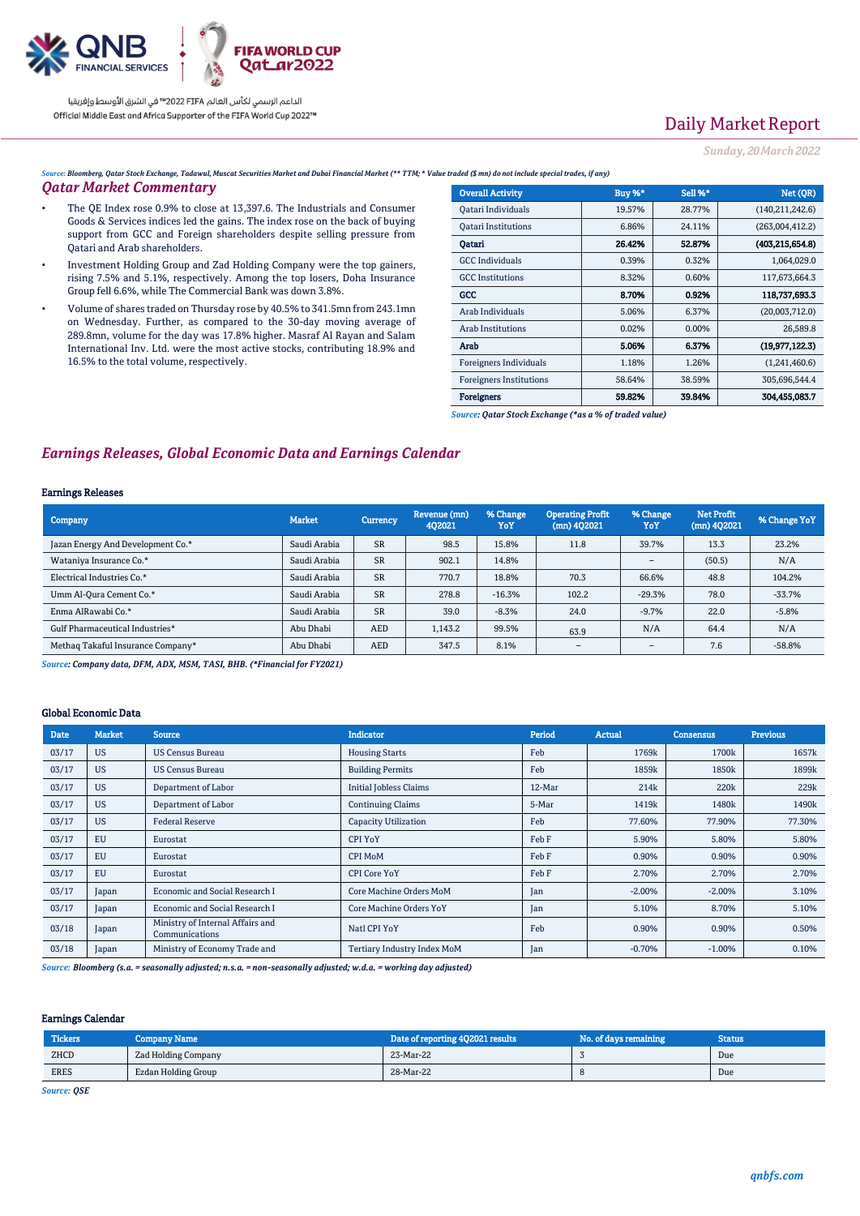Daily Market Report

*Sunday, 20 March 2022*

*Source: Bloomberg, Qatar Stock Exchange, Tadawul, Muscat Securities Market and Dubai Financial Market (** TTM; * Value traded ($ mn) do not include special trades, if any)*

## Qatar Market Commentary

- The QE Index rose 0.9% to close at 13,397.6. The Industrials and Consumer Goods & Services indices led the gains. The index rose on the back of buying support from GCC and Foreign shareholders despite selling pressure from Qatari and Arab shareholders.
- Investment Holding Group and Zad Holding Company were the top gainers, rising 7.5% and 5.1%, respectively. Among the top losers, Doha Insurance Group fell 6.6%, while The Commercial Bank was down 3.8%.
- Volume of shares traded on Thursday rose by 40.5% to 341.5mn from 243.1mn on Wednesday. Further, as compared to the 30-day moving average of 289.8mn, volume for the day was 17.8% higher. Masraf Al Rayan and Salam International Inv. Ltd. were the most active stocks, contributing 18.9% and 16.5% to the total volume, respectively.

| Overall Activity | Buy %* | Sell %* | Net (QR) |
|---|---|---|---|
| Qatari Individuals | 19.57% | 28.77% | (140,211,242.6) |
| Qatari Institutions | 6.86% | 24.11% | (263,004,412.2) |
| **Qatari** | **26.42%** | **52.87%** | **(403,215,654.8)** |
| GCC Individuals | 0.39% | 0.32% | 1,064,029.0 |
| GCC Institutions | 8.32% | 0.60% | 117,673,664.3 |
| **GCC** | **8.70%** | **0.92%** | **118,737,693.3** |
| Arab Individuals | 5.06% | 6.37% | (20,003,712.0) |
| Arab Institutions | 0.02% | 0.00% | 26,589.8 |
| **Arab** | **5.06%** | **6.37%** | **(19,977,122.3)** |
| Foreigners Individuals | 1.18% | 1.26% | (1,241,460.6) |
| Foreigners Institutions | 58.64% | 38.59% | 305,696,544.4 |
| **Foreigners** | **59.82%** | **39.84%** | **304,455,083.7** |

*Source: Qatar Stock Exchange (*as a % of traded value)*

## Earnings Releases, Global Economic Data and Earnings Calendar

### Earnings Releases

| Company | Market | Currency | Revenue (mn) 4Q2021 | % Change YoY | Operating Profit (mn) 4Q2021 | % Change YoY | Net Profit (mn) 4Q2021 | % Change YoY |
|---|---|---|---|---|---|---|---|---|
| Jazan Energy And Development Co.* | Saudi Arabia | SR | 98.5 | 15.8% | 11.8 | 39.7% | 13.3 | 23.2% |
| Wataniya Insurance Co.* | Saudi Arabia | SR | 902.1 | 14.8% | | – | (50.5) | N/A |
| Electrical Industries Co.* | Saudi Arabia | SR | 770.7 | 18.8% | 70.3 | 66.6% | 48.8 | 104.2% |
| Umm Al-Qura Cement Co.* | Saudi Arabia | SR | 278.8 | -16.3% | 102.2 | -29.3% | 78.0 | -33.7% |
| Enma AlRawabi Co.* | Saudi Arabia | SR | 39.0 | -8.3% | 24.0 | -9.7% | 22.0 | -5.8% |
| Gulf Pharmaceutical Industries* | Abu Dhabi | AED | 1,143.2 | 99.5% | 63.9 | N/A | 64.4 | N/A |
| Methaq Takaful Insurance Company* | Abu Dhabi | AED | 347.5 | 8.1% | – | – | 7.6 | -58.8% |

*Source: Company data, DFM, ADX, MSM, TASI, BHB. (*Financial for FY2021)*

### Global Economic Data

| Date | Market | Source | Indicator | Period | Actual | Consensus | Previous |
|---|---|---|---|---|---|---|---|
| 03/17 | US | US Census Bureau | Housing Starts | Feb | 1769k | 1700k | 1657k |
| 03/17 | US | US Census Bureau | Building Permits | Feb | 1859k | 1850k | 1899k |
| 03/17 | US | Department of Labor | Initial Jobless Claims | 12-Mar | 214k | 220k | 229k |
| 03/17 | US | Department of Labor | Continuing Claims | 5-Mar | 1419k | 1480k | 1490k |
| 03/17 | US | Federal Reserve | Capacity Utilization | Feb | 77.60% | 77.90% | 77.30% |
| 03/17 | EU | Eurostat | CPI YoY | Feb F | 5.90% | 5.80% | 5.80% |
| 03/17 | EU | Eurostat | CPI MoM | Feb F | 0.90% | 0.90% | 0.90% |
| 03/17 | EU | Eurostat | CPI Core YoY | Feb F | 2.70% | 2.70% | 2.70% |
| 03/17 | Japan | Economic and Social Research I | Core Machine Orders MoM | Jan | -2.00% | -2.00% | 3.10% |
| 03/17 | Japan | Economic and Social Research I | Core Machine Orders YoY | Jan | 5.10% | 8.70% | 5.10% |
| 03/18 | Japan | Ministry of Internal Affairs and Communications | Natl CPI YoY | Feb | 0.90% | 0.90% | 0.50% |
| 03/18 | Japan | Ministry of Economy Trade and | Tertiary Industry Index MoM | Jan | -0.70% | -1.00% | 0.10% |

*Source: Bloomberg (s.a. = seasonally adjusted; n.s.a. = non-seasonally adjusted; w.d.a. = working day adjusted)*

### Earnings Calendar

| Tickers | Company Name | Date of reporting 4Q2021 results | No. of days remaining | Status |
|---|---|---|---|---|
| ZHCD | Zad Holding Company | 23-Mar-22 | 3 | Due |
| ERES | Ezdan Holding Group | 28-Mar-22 | 8 | Due |

*Source: QSE*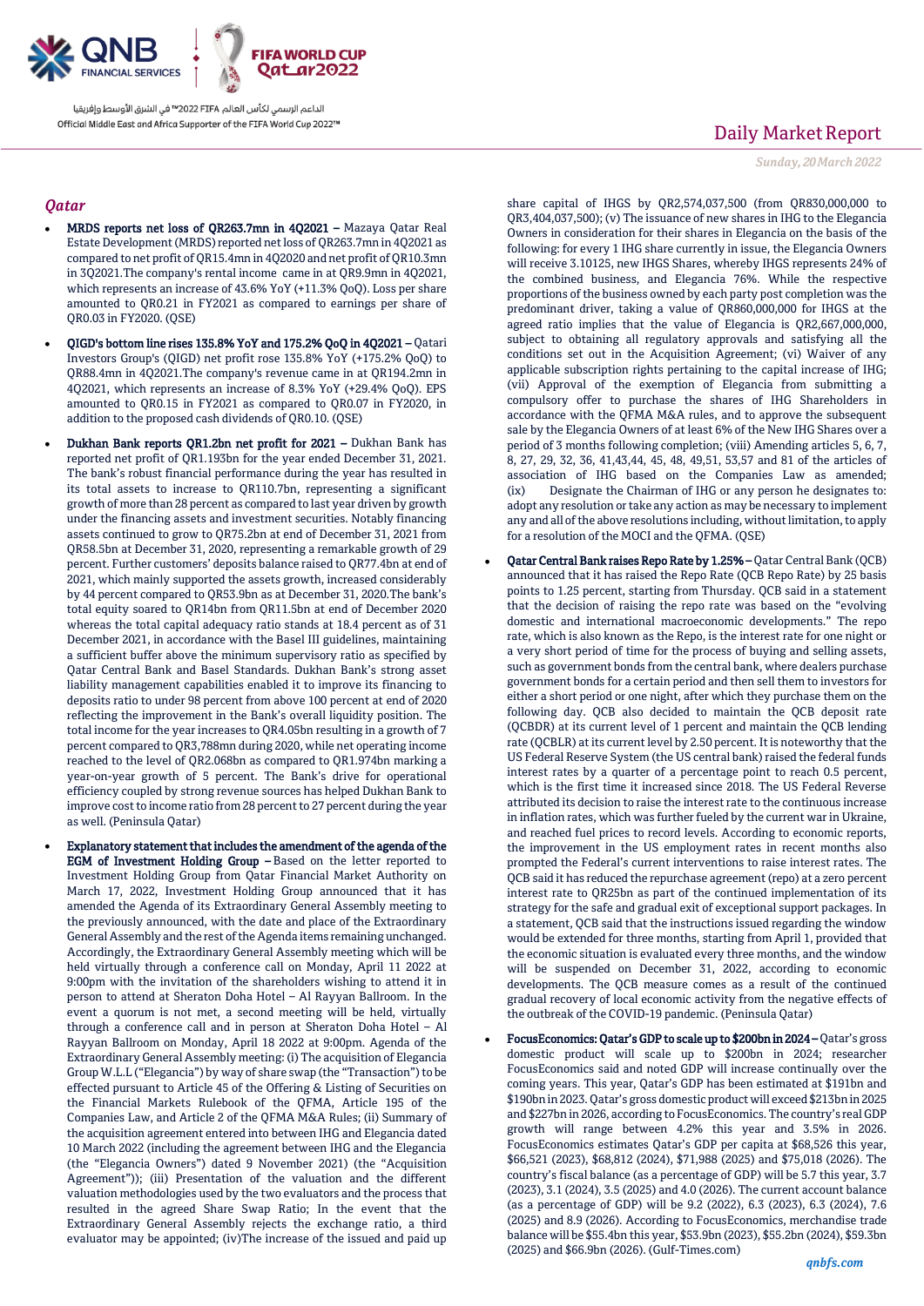## Qatar

- **MRDS reports net loss of QR263.7mn in 4Q2021 –** Mazaya Qatar Real Estate Development (MRDS) reported net loss of QR263.7mn in 4Q2021 as compared to net profit of QR15.4mn in 4Q2020 and net profit of QR10.3mn in 3Q2021.The company's rental income came in at QR9.9mn in 4Q2021, which represents an increase of 43.6% YoY (+11.3% QoQ). Loss per share amounted to QR0.21 in FY2021 as compared to earnings per share of QR0.03 in FY2020. (QSE)

- **QIGD's bottom line rises 135.8% YoY and 175.2% QoQ in 4Q2021 –** Qatari Investors Group's (QIGD) net profit rose 135.8% YoY (+175.2% QoQ) to QR88.4mn in 4Q2021.The company's revenue came in at QR194.2mn in 4Q2021, which represents an increase of 8.3% YoY (+29.4% QoQ). EPS amounted to QR0.15 in FY2021 as compared to QR0.07 in FY2020, in addition to the proposed cash dividends of QR0.10. (QSE)

- **Dukhan Bank reports QR1.2bn net profit for 2021 –** Dukhan Bank has reported net profit of QR1.193bn for the year ended December 31, 2021. The bank's robust financial performance during the year has resulted in its total assets to increase to QR110.7bn, representing a significant growth of more than 28 percent as compared to last year driven by growth under the financing assets and investment securities. Notably financing assets continued to grow to QR75.2bn at end of December 31, 2021 from QR58.5bn at December 31, 2020, representing a remarkable growth of 29 percent. Further customers' deposits balance raised to QR77.4bn at end of 2021, which mainly supported the assets growth, increased considerably by 44 percent compared to QR53.9bn as at December 31, 2020.The bank's total equity soared to QR14bn from QR11.5bn at end of December 2020 whereas the total capital adequacy ratio stands at 18.4 percent as of 31 December 2021, in accordance with the Basel III guidelines, maintaining a sufficient buffer above the minimum supervisory ratio as specified by Qatar Central Bank and Basel Standards. Dukhan Bank's strong asset liability management capabilities enabled it to improve its financing to deposits ratio to under 98 percent from above 100 percent at end of 2020 reflecting the improvement in the Bank's overall liquidity position. The total income for the year increases to QR4.05bn resulting in a growth of 7 percent compared to QR3,788mn during 2020, while net operating income reached to the level of QR2.068bn as compared to QR1.974bn marking a year-on-year growth of 5 percent. The Bank's drive for operational efficiency coupled by strong revenue sources has helped Dukhan Bank to improve cost to income ratio from 28 percent to 27 percent during the year as well. (Peninsula Qatar)

- **Explanatory statement that includes the amendment of the agenda of the EGM of Investment Holding Group –** Based on the letter reported to Investment Holding Group from Qatar Financial Market Authority on March 17, 2022, Investment Holding Group announced that it has amended the Agenda of its Extraordinary General Assembly meeting to the previously announced, with the date and place of the Extraordinary General Assembly and the rest of the Agenda items remaining unchanged. Accordingly, the Extraordinary General Assembly meeting which will be held virtually through a conference call on Monday, April 11 2022 at 9:00pm with the invitation of the shareholders wishing to attend it in person to attend at Sheraton Doha Hotel – Al Rayyan Ballroom. In the event a quorum is not met, a second meeting will be held, virtually through a conference call and in person at Sheraton Doha Hotel – Al Rayyan Ballroom on Monday, April 18 2022 at 9:00pm. Agenda of the Extraordinary General Assembly meeting: (i) The acquisition of Elegancia Group W.L.L ("Elegancia") by way of share swap (the "Transaction") to be effected pursuant to Article 45 of the Offering & Listing of Securities on the Financial Markets Rulebook of the QFMA, Article 195 of the Companies Law, and Article 2 of the QFMA M&A Rules; (ii) Summary of the acquisition agreement entered into between IHG and Elegancia dated 10 March 2022 (including the agreement between IHG and the Elegancia (the "Elegancia Owners") dated 9 November 2021) (the "Acquisition Agreement")); (iii) Presentation of the valuation and the different valuation methodologies used by the two evaluators and the process that resulted in the agreed Share Swap Ratio; In the event that the Extraordinary General Assembly rejects the exchange ratio, a third evaluator may be appointed; (iv)The increase of the issued and paid up share capital of IHGS by QR2,574,037,500 (from QR830,000,000 to QR3,404,037,500); (v) The issuance of new shares in IHG to the Elegancia Owners in consideration for their shares in Elegancia on the basis of the following: for every 1 IHG share currently in issue, the Elegancia Owners will receive 3.10125, new IHGS Shares, whereby IHGS represents 24% of the combined business, and Elegancia 76%. While the respective proportions of the business owned by each party post completion was the predominant driver, taking a value of QR860,000,000 for IHGS at the agreed ratio implies that the value of Elegancia is QR2,667,000,000, subject to obtaining all regulatory approvals and satisfying all the conditions set out in the Acquisition Agreement; (vi) Waiver of any applicable subscription rights pertaining to the capital increase of IHG; (vii) Approval of the exemption of Elegancia from submitting a compulsory offer to purchase the shares of IHG Shareholders in accordance with the QFMA M&A rules, and to approve the subsequent sale by the Elegancia Owners of at least 6% of the New IHG Shares over a period of 3 months following completion; (viii) Amending articles 5, 6, 7, 8, 27, 29, 32, 36, 41,43,44, 45, 48, 49,51, 53,57 and 81 of the articles of association of IHG based on the Companies Law as amended; (ix) Designate the Chairman of IHG or any person he designates to: adopt any resolution or take any action as may be necessary to implement any and all of the above resolutions including, without limitation, to apply for a resolution of the MOCI and the QFMA. (QSE)

- **Qatar Central Bank raises Repo Rate by 1.25% –** Qatar Central Bank (QCB) announced that it has raised the Repo Rate (QCB Repo Rate) by 25 basis points to 1.25 percent, starting from Thursday. QCB said in a statement that the decision of raising the repo rate was based on the "evolving domestic and international macroeconomic developments." The repo rate, which is also known as the Repo, is the interest rate for one night or a very short period of time for the process of buying and selling assets, such as government bonds from the central bank, where dealers purchase government bonds for a certain period and then sell them to investors for either a short period or one night, after which they purchase them on the following day. QCB also decided to maintain the QCB deposit rate (QCBDR) at its current level of 1 percent and maintain the QCB lending rate (QCBLR) at its current level by 2.50 percent. It is noteworthy that the US Federal Reserve System (the US central bank) raised the federal funds interest rates by a quarter of a percentage point to reach 0.5 percent, which is the first time it increased since 2018. The US Federal Reverse attributed its decision to raise the interest rate to the continuous increase in inflation rates, which was further fueled by the current war in Ukraine, and reached fuel prices to record levels. According to economic reports, the improvement in the US employment rates in recent months also prompted the Federal's current interventions to raise interest rates. The QCB said it has reduced the repurchase agreement (repo) at a zero percent interest rate to QR25bn as part of the continued implementation of its strategy for the safe and gradual exit of exceptional support packages. In a statement, QCB said that the instructions issued regarding the window would be extended for three months, starting from April 1, provided that the economic situation is evaluated every three months, and the window will be suspended on December 31, 2022, according to economic developments. The QCB measure comes as a result of the continued gradual recovery of local economic activity from the negative effects of the outbreak of the COVID-19 pandemic. (Peninsula Qatar)

- **FocusEconomics: Qatar's GDP to scale up to \$200bn in 2024 –** Qatar's gross domestic product will scale up to \$200bn in 2024; researcher FocusEconomics said and noted GDP will increase continually over the coming years. This year, Qatar's GDP has been estimated at \$191bn and \$190bn in 2023. Qatar's gross domestic product will exceed \$213bn in 2025 and \$227bn in 2026, according to FocusEconomics. The country's real GDP growth will range between 4.2% this year and 3.5% in 2026. FocusEconomics estimates Qatar's GDP per capita at \$68,526 this year, \$66,521 (2023), \$68,812 (2024), \$71,988 (2025) and \$75,018 (2026). The country's fiscal balance (as a percentage of GDP) will be 5.7 this year, 3.7 (2023), 3.1 (2024), 3.5 (2025) and 4.0 (2026). The current account balance (as a percentage of GDP) will be 9.2 (2022), 6.3 (2023), 6.3 (2024), 7.6 (2025) and 8.9 (2026). According to FocusEconomics, merchandise trade balance will be \$55.4bn this year, \$53.9bn (2023), \$55.2bn (2024), \$59.3bn (2025) and \$66.9bn (2026). (Gulf-Times.com)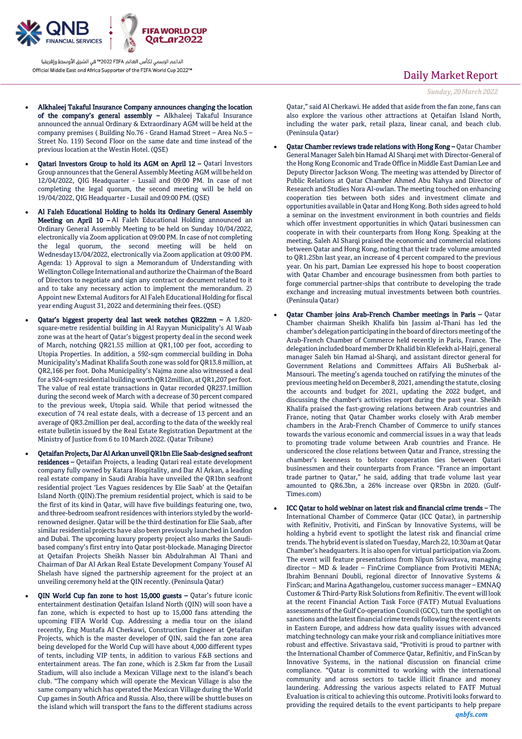- **Alkhaleej Takaful Insurance Company announces changing the location of the company's general assembly –** Alkhaleej Takaful Insurance announced the annual Ordinary & Extraordinary AGM will be held at the company premises ( Building No.76 - Grand Hamad Street – Area No.5 – Street No. 119) Second Floor on the same date and time instead of the previous location at the Westin Hotel. (QSE)

- **Qatari Investors Group to hold its AGM on April 12 –** Qatari Investors Group announces that the General Assembly Meeting AGM will be held on 12/04/2022, QIG Headquarter - Lusail and 09:00 PM. In case of not completing the legal quorum, the second meeting will be held on 19/04/2022, QIG Headquarter - Lusail and 09:00 PM. (QSE)

- **Al Faleh Educational Holding to holds its Ordinary General Assembly Meeting on April 10 –** Al Faleh Educational Holding announced an Ordinary General Assembly Meeting to be held on Sunday 10/04/2022, electronically via Zoom application at 09:00 PM. In case of not completing the legal quorum, the second meeting will be held on Wednesday13/04/2022, electronically via Zoom application at 09:00 PM. Agenda: 1) Approval to sign a Memorandum of Understanding with Wellington College International and authorize the Chairman of the Board of Directors to negotiate and sign any contract or document related to it and to take any necessary action to implement the memorandum. 2) Appoint new External Auditors for Al Faleh Educational Holding for fiscal year ending August 31, 2022 and determining their fees. (QSE)

- **Qatar's biggest property deal last week notches QR22mn –** A 1,820-square-metre residential building in Al Rayyan Municipality's Al Waab zone was at the heart of Qatar's biggest property deal in the second week of March, notching QR21.55 million at QR1,100 per foot, according to Utopia Properties. In addition, a 592-sqm commercial building in Doha Municipality's Madinat Khalifa South zone was sold for QR13.8 million, at QR2,166 per foot. Doha Municipality's Najma zone also witnessed a deal for a 924-sqm residential building worth QR12million, at QR1,207 per foot. The value of real estate transactions in Qatar recorded QR237.1million during the second week of March with a decrease of 30 percent compared to the previous week, Utopia said. While that period witnessed the execution of 74 real estate deals, with a decrease of 13 percent and an average of QR3.2million per deal, according to the data of the weekly real estate bulletin issued by the Real Estate Registration Department at the Ministry of Justice from 6 to 10 March 2022. (Qatar Tribune)

- **Qetaifan Projects, Dar Al Arkan unveil QR1bn Elie Saab-designed seafront residences –** Qetaifan Projects, a leading Qatari real estate development company fully owned by Katara Hospitality, and Dar Al Arkan, a leading real estate company in Saudi Arabia have unveiled the QR1bn seafront residential project 'Les Vagues residences by Elie Saab' at the Qetaifan Island North (QIN).The premium residential project, which is said to be the first of its kind in Qatar, will have five buildings featuring one, two, and three-bedroom seafront residences with interiors styled by the world-renowned designer. Qatar will be the third destination for Elie Saab, after similar residential projects have also been previously launched in London and Dubai. The upcoming luxury property project also marks the Saudi-based company's first entry into Qatar post-blockade. Managing Director at Qetaifan Projects Sheikh Nasser bin Abdulrahman Al Thani and Chairman of Dar Al Arkan Real Estate Development Company Yousef Al Shelash have signed the partnership agreement for the project at an unveiling ceremony held at the QIN recently. (Peninsula Qatar)

- **QIN World Cup fan zone to host 15,000 guests –** Qatar's future iconic entertainment destination Qetaifan Island North (QIN) will soon have a fan zone, which is expected to host up to 15,000 fans attending the upcoming FIFA World Cup. Addressing a media tour on the island recently, Eng Mustafa Al Cherkawi, Construction Engineer at Qetaifan Projects, which is the master developer of QIN, said the fan zone area being developed for the World Cup will have about 4,000 different types of tents, including VIP tents, in addition to various F&B sections and entertainment areas. The fan zone, which is 2.5km far from the Lusail Stadium, will also include a Mexican Village next to the island's beach club. "The company which will operate the Mexican Village is also the same company which has operated the Mexican Village during the World Cup games in South Africa and Russia. Also, there will be shuttle buses on the island which will transport the fans to the different stadiums across Qatar," said Al Cherkawi. He added that aside from the fan zone, fans can also explore the various other attractions at Qetaifan Island North, including the water park, retail plaza, linear canal, and beach club. (Peninsula Qatar)

- **Qatar Chamber reviews trade relations with Hong Kong –** Qatar Chamber General Manager Saleh bin Hamad Al Sharqi met with Director-General of the Hong Kong Economic and Trade Office in Middle East Damian Lee and Deputy Director Jackson Wong. The meeting was attended by Director of Public Relations at Qatar Chamber Ahmed Abu Nahya and Director of Research and Studies Nora Al-owlan. The meeting touched on enhancing cooperation ties between both sides and investment climate and opportunities available in Qatar and Hong Kong. Both sides agreed to hold a seminar on the investment environment in both countries and fields which offer investment opportunities in which Qatari businessmen can cooperate in with their counterparts from Hong Kong. Speaking at the meeting, Saleh Al Sharqi praised the economic and commercial relations between Qatar and Hong Kong, noting that their trade volume amounted to QR1.25bn last year, an increase of 4 percent compared to the previous year. On his part, Damian Lee expressed his hope to boost cooperation with Qatar Chamber and encourage businessmen from both parties to forge commercial partner-ships that contribute to developing the trade exchange and increasing mutual investments between both countries. (Peninsula Qatar)

- **Qatar Chamber joins Arab-French Chamber meetings in Paris –** Qatar Chamber chairman Sheikh Khalifa bin Jassim al-Thani has led the chamber's delegation participating in the board of directors meeting of the Arab-French Chamber of Commerce held recently in Paris, France. The delegation included board member Dr Khalid bin Klefeekh al-Hajri, general manager Saleh bin Hamad al-Sharqi, and assistant director general for Government Relations and Committees Affairs Ali BuSherbak al-Mansouri. The meeting's agenda touched on ratifying the minutes of the previous meeting held on December 8, 2021, amending the statute, closing the accounts and budget for 2021, updating the 2022 budget, and discussing the chamber's activities report during the past year. Sheikh Khalifa praised the fast-growing relations between Arab countries and France, noting that Qatar Chamber works closely with Arab member chambers in the Arab-French Chamber of Commerce to unify stances towards the various economic and commercial issues in a way that leads to promoting trade volume between Arab countries and France. He underscored the close relations between Qatar and France, stressing the chamber's keenness to bolster cooperation ties between Qatari businessmen and their counterparts from France. "France an important trade partner to Qatar," he said, adding that trade volume last year amounted to QR6.3bn, a 26% increase over QR5bn in 2020. (Gulf-Times.com)

- **ICC Qatar to hold webinar on latest risk and financial crime trends –** The International Chamber of Commerce Qatar (ICC Qatar), in partnership with Refinitiv, Protiviti, and FinScan by Innovative Systems, will be holding a hybrid event to spotlight the latest risk and financial crime trends. The hybrid event is slated on Tuesday, March 22, 10:30am at Qatar Chamber's headquarters. It is also open for virtual participation via Zoom. The event will feature presentations from Nipun Srivastava, managing director – MD & leader – FinCrime Compliance from Protiviti MENA; Ibrahim Bennani Doubli, regional director of Innovative Systems & FinScan; and Marina Agathangelou, customer success manager – EMNAQ Customer & Third-Party Risk Solutions from Refinitiv. The event will look at the recent Financial Action Task Force (FATF) Mutual Evaluations assessments of the Gulf Co-operation Council (GCC), turn the spotlight on sanctions and the latest financial crime trends following the recent events in Eastern Europe, and address how data quality issues with advanced matching technology can make your risk and compliance initiatives more robust and effective. Srivastava said, "Protiviti is proud to partner with the International Chamber of Commerce Qatar, Refinitiv, and FinScan by Innovative Systems, in the national discussion on financial crime compliance. "Qatar is committed to working with the international community and across sectors to tackle illicit finance and money laundering. Addressing the various aspects related to FATF Mutual Evaluation is critical to achieving this outcome. Protiviti looks forward to providing the required details to the event participants to help prepare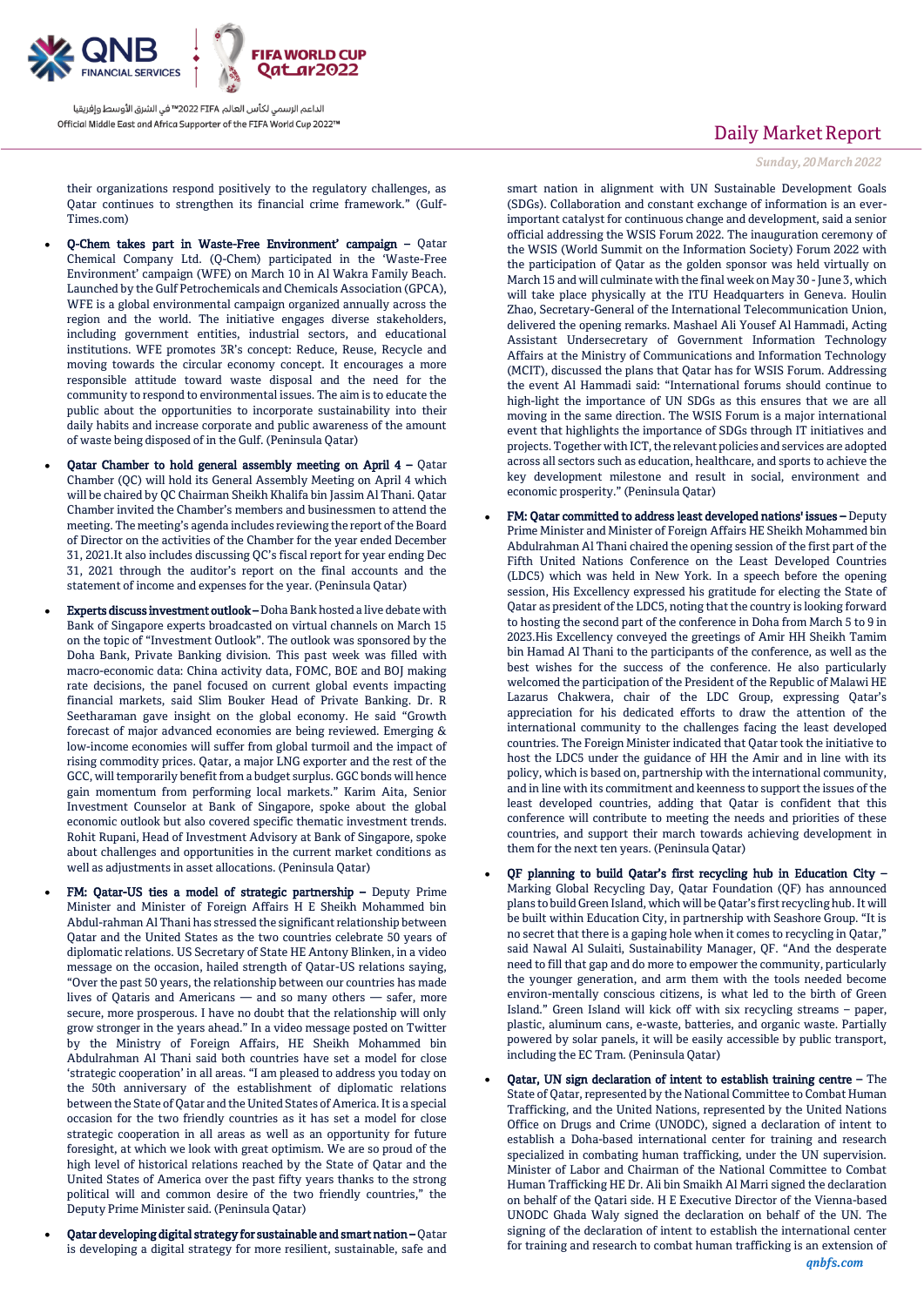their organizations respond positively to the regulatory challenges, as Qatar continues to strengthen its financial crime framework." (Gulf-Times.com)

- **Q-Chem takes part in Waste-Free Environment' campaign** – Qatar Chemical Company Ltd. (Q-Chem) participated in the 'Waste-Free Environment' campaign (WFE) on March 10 in Al Wakra Family Beach. Launched by the Gulf Petrochemicals and Chemicals Association (GPCA), WFE is a global environmental campaign organized annually across the region and the world. The initiative engages diverse stakeholders, including government entities, industrial sectors, and educational institutions. WFE promotes 3R's concept: Reduce, Reuse, Recycle and moving towards the circular economy concept. It encourages a more responsible attitude toward waste disposal and the need for the community to respond to environmental issues. The aim is to educate the public about the opportunities to incorporate sustainability into their daily habits and increase corporate and public awareness of the amount of waste being disposed of in the Gulf. (Peninsula Qatar)

- **Qatar Chamber to hold general assembly meeting on April 4** – Qatar Chamber (QC) will hold its General Assembly Meeting on April 4 which will be chaired by QC Chairman Sheikh Khalifa bin Jassim Al Thani. Qatar Chamber invited the Chamber's members and businessmen to attend the meeting. The meeting's agenda includes reviewing the report of the Board of Director on the activities of the Chamber for the year ended December 31, 2021.It also includes discussing QC's fiscal report for year ending Dec 31, 2021 through the auditor's report on the final accounts and the statement of income and expenses for the year. (Peninsula Qatar)

- **Experts discuss investment outlook** – Doha Bank hosted a live debate with Bank of Singapore experts broadcasted on virtual channels on March 15 on the topic of "Investment Outlook". The outlook was sponsored by the Doha Bank, Private Banking division. This past week was filled with macro-economic data: China activity data, FOMC, BOE and BOJ making rate decisions, the panel focused on current global events impacting financial markets, said Slim Bouker Head of Private Banking. Dr. R Seetharaman gave insight on the global economy. He said "Growth forecast of major advanced economies are being reviewed. Emerging & low-income economies will suffer from global turmoil and the impact of rising commodity prices. Qatar, a major LNG exporter and the rest of the GCC, will temporarily benefit from a budget surplus. GGC bonds will hence gain momentum from performing local markets." Karim Aita, Senior Investment Counselor at Bank of Singapore, spoke about the global economic outlook but also covered specific thematic investment trends. Rohit Rupani, Head of Investment Advisory at Bank of Singapore, spoke about challenges and opportunities in the current market conditions as well as adjustments in asset allocations. (Peninsula Qatar)

- **FM: Qatar-US ties a model of strategic partnership** – Deputy Prime Minister and Minister of Foreign Affairs H E Sheikh Mohammed bin Abdul-rahman Al Thani has stressed the significant relationship between Qatar and the United States as the two countries celebrate 50 years of diplomatic relations. US Secretary of State HE Antony Blinken, in a video message on the occasion, hailed strength of Qatar-US relations saying, "Over the past 50 years, the relationship between our countries has made lives of Qataris and Americans — and so many others — safer, more secure, more prosperous. I have no doubt that the relationship will only grow stronger in the years ahead." In a video message posted on Twitter by the Ministry of Foreign Affairs, HE Sheikh Mohammed bin Abdulrahman Al Thani said both countries have set a model for close 'strategic cooperation' in all areas. "I am pleased to address you today on the 50th anniversary of the establishment of diplomatic relations between the State of Qatar and the United States of America. It is a special occasion for the two friendly countries as it has set a model for close strategic cooperation in all areas as well as an opportunity for future foresight, at which we look with great optimism. We are so proud of the high level of historical relations reached by the State of Qatar and the United States of America over the past fifty years thanks to the strong political will and common desire of the two friendly countries," the Deputy Prime Minister said. (Peninsula Qatar)

- **Qatar developing digital strategy for sustainable and smart nation** – Qatar is developing a digital strategy for more resilient, sustainable, safe and smart nation in alignment with UN Sustainable Development Goals (SDGs). Collaboration and constant exchange of information is an ever-important catalyst for continuous change and development, said a senior official addressing the WSIS Forum 2022. The inauguration ceremony of the WSIS (World Summit on the Information Society) Forum 2022 with the participation of Qatar as the golden sponsor was held virtually on March 15 and will culminate with the final week on May 30 - June 3, which will take place physically at the ITU Headquarters in Geneva. Houlin Zhao, Secretary-General of the International Telecommunication Union, delivered the opening remarks. Mashael Ali Yousef Al Hammadi, Acting Assistant Undersecretary of Government Information Technology Affairs at the Ministry of Communications and Information Technology (MCIT), discussed the plans that Qatar has for WSIS Forum. Addressing the event Al Hammadi said: "International forums should continue to high-light the importance of UN SDGs as this ensures that we are all moving in the same direction. The WSIS Forum is a major international event that highlights the importance of SDGs through IT initiatives and projects. Together with ICT, the relevant policies and services are adopted across all sectors such as education, healthcare, and sports to achieve the key development milestone and result in social, environment and economic prosperity." (Peninsula Qatar)

- **FM: Qatar committed to address least developed nations' issues** – Deputy Prime Minister and Minister of Foreign Affairs HE Sheikh Mohammed bin Abdulrahman Al Thani chaired the opening session of the first part of the Fifth United Nations Conference on the Least Developed Countries (LDC5) which was held in New York. In a speech before the opening session, His Excellency expressed his gratitude for electing the State of Qatar as president of the LDC5, noting that the country is looking forward to hosting the second part of the conference in Doha from March 5 to 9 in 2023.His Excellency conveyed the greetings of Amir HH Sheikh Tamim bin Hamad Al Thani to the participants of the conference, as well as the best wishes for the success of the conference. He also particularly welcomed the participation of the President of the Republic of Malawi HE Lazarus Chakwera, chair of the LDC Group, expressing Qatar's appreciation for his dedicated efforts to draw the attention of the international community to the challenges facing the least developed countries. The Foreign Minister indicated that Qatar took the initiative to host the LDC5 under the guidance of HH the Amir and in line with its policy, which is based on, partnership with the international community, and in line with its commitment and keenness to support the issues of the least developed countries, adding that Qatar is confident that this conference will contribute to meeting the needs and priorities of these countries, and support their march towards achieving development in them for the next ten years. (Peninsula Qatar)

- **QF planning to build Qatar's first recycling hub in Education City** – Marking Global Recycling Day, Qatar Foundation (QF) has announced plans to build Green Island, which will be Qatar's first recycling hub. It will be built within Education City, in partnership with Seashore Group. "It is no secret that there is a gaping hole when it comes to recycling in Qatar," said Nawal Al Sulaiti, Sustainability Manager, QF. "And the desperate need to fill that gap and do more to empower the community, particularly the younger generation, and arm them with the tools needed become environ-mentally conscious citizens, is what led to the birth of Green Island." Green Island will kick off with six recycling streams – paper, plastic, aluminum cans, e-waste, batteries, and organic waste. Partially powered by solar panels, it will be easily accessible by public transport, including the EC Tram. (Peninsula Qatar)

- **Qatar, UN sign declaration of intent to establish training centre** – The State of Qatar, represented by the National Committee to Combat Human Trafficking, and the United Nations, represented by the United Nations Office on Drugs and Crime (UNODC), signed a declaration of intent to establish a Doha-based international center for training and research specialized in combating human trafficking, under the UN supervision. Minister of Labor and Chairman of the National Committee to Combat Human Trafficking HE Dr. Ali bin Smaikh Al Marri signed the declaration on behalf of the Qatari side. H E Executive Director of the Vienna-based UNODC Ghada Waly signed the declaration on behalf of the UN. The signing of the declaration of intent to establish the international center for training and research to combat human trafficking is an extension of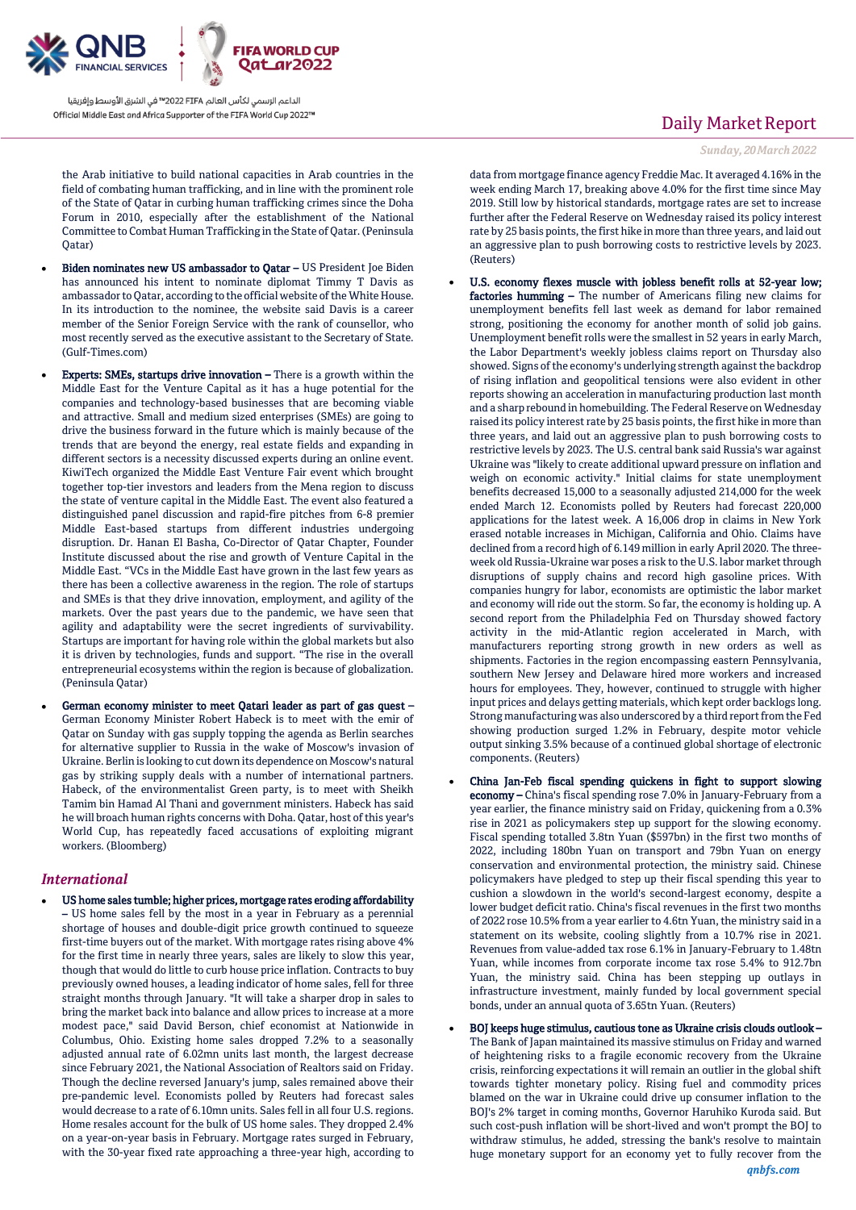the Arab initiative to build national capacities in Arab countries in the field of combating human trafficking, and in line with the prominent role of the State of Qatar in curbing human trafficking crimes since the Doha Forum in 2010, especially after the establishment of the National Committee to Combat Human Trafficking in the State of Qatar. (Peninsula Qatar)

- **Biden nominates new US ambassador to Qatar –** US President Joe Biden has announced his intent to nominate diplomat Timmy T Davis as ambassador to Qatar, according to the official website of the White House. In its introduction to the nominee, the website said Davis is a career member of the Senior Foreign Service with the rank of counsellor, who most recently served as the executive assistant to the Secretary of State. (Gulf-Times.com)
- **Experts: SMEs, startups drive innovation –** There is a growth within the Middle East for the Venture Capital as it has a huge potential for the companies and technology-based businesses that are becoming viable and attractive. Small and medium sized enterprises (SMEs) are going to drive the business forward in the future which is mainly because of the trends that are beyond the energy, real estate fields and expanding in different sectors is a necessity discussed experts during an online event. KiwiTech organized the Middle East Venture Fair event which brought together top-tier investors and leaders from the Mena region to discuss the state of venture capital in the Middle East. The event also featured a distinguished panel discussion and rapid-fire pitches from 6-8 premier Middle East-based startups from different industries undergoing disruption. Dr. Hanan El Basha, Co-Director of Qatar Chapter, Founder Institute discussed about the rise and growth of Venture Capital in the Middle East. "VCs in the Middle East have grown in the last few years as there has been a collective awareness in the region. The role of startups and SMEs is that they drive innovation, employment, and agility of the markets. Over the past years due to the pandemic, we have seen that agility and adaptability were the secret ingredients of survivability. Startups are important for having role within the global markets but also it is driven by technologies, funds and support. "The rise in the overall entrepreneurial ecosystems within the region is because of globalization. (Peninsula Qatar)
- **German economy minister to meet Qatari leader as part of gas quest –** German Economy Minister Robert Habeck is to meet with the emir of Qatar on Sunday with gas supply topping the agenda as Berlin searches for alternative supplier to Russia in the wake of Moscow's invasion of Ukraine. Berlin is looking to cut down its dependence on Moscow's natural gas by striking supply deals with a number of international partners. Habeck, of the environmentalist Green party, is to meet with Sheikh Tamim bin Hamad Al Thani and government ministers. Habeck has said he will broach human rights concerns with Doha. Qatar, host of this year's World Cup, has repeatedly faced accusations of exploiting migrant workers. (Bloomberg)

## International

- **US home sales tumble; higher prices, mortgage rates eroding affordability –** US home sales fell by the most in a year in February as a perennial shortage of houses and double-digit price growth continued to squeeze first-time buyers out of the market. With mortgage rates rising above 4% for the first time in nearly three years, sales are likely to slow this year, though that would do little to curb house price inflation. Contracts to buy previously owned houses, a leading indicator of home sales, fell for three straight months through January. "It will take a sharper drop in sales to bring the market back into balance and allow prices to increase at a more modest pace," said David Berson, chief economist at Nationwide in Columbus, Ohio. Existing home sales dropped 7.2% to a seasonally adjusted annual rate of 6.02mn units last month, the largest decrease since February 2021, the National Association of Realtors said on Friday. Though the decline reversed January's jump, sales remained above their pre-pandemic level. Economists polled by Reuters had forecast sales would decrease to a rate of 6.10mn units. Sales fell in all four U.S. regions. Home resales account for the bulk of US home sales. They dropped 2.4% on a year-on-year basis in February. Mortgage rates surged in February, with the 30-year fixed rate approaching a three-year high, according to data from mortgage finance agency Freddie Mac. It averaged 4.16% in the week ending March 17, breaking above 4.0% for the first time since May 2019. Still low by historical standards, mortgage rates are set to increase further after the Federal Reserve on Wednesday raised its policy interest rate by 25 basis points, the first hike in more than three years, and laid out an aggressive plan to push borrowing costs to restrictive levels by 2023. (Reuters)
- **U.S. economy flexes muscle with jobless benefit rolls at 52-year low; factories humming –** The number of Americans filing new claims for unemployment benefits fell last week as demand for labor remained strong, positioning the economy for another month of solid job gains. Unemployment benefit rolls were the smallest in 52 years in early March, the Labor Department's weekly jobless claims report on Thursday also showed. Signs of the economy's underlying strength against the backdrop of rising inflation and geopolitical tensions were also evident in other reports showing an acceleration in manufacturing production last month and a sharp rebound in homebuilding. The Federal Reserve on Wednesday raised its policy interest rate by 25 basis points, the first hike in more than three years, and laid out an aggressive plan to push borrowing costs to restrictive levels by 2023. The U.S. central bank said Russia's war against Ukraine was "likely to create additional upward pressure on inflation and weigh on economic activity." Initial claims for state unemployment benefits decreased 15,000 to a seasonally adjusted 214,000 for the week ended March 12. Economists polled by Reuters had forecast 220,000 applications for the latest week. A 16,006 drop in claims in New York erased notable increases in Michigan, California and Ohio. Claims have declined from a record high of 6.149 million in early April 2020. The three-week old Russia-Ukraine war poses a risk to the U.S. labor market through disruptions of supply chains and record high gasoline prices. With companies hungry for labor, economists are optimistic the labor market and economy will ride out the storm. So far, the economy is holding up. A second report from the Philadelphia Fed on Thursday showed factory activity in the mid-Atlantic region accelerated in March, with manufacturers reporting strong growth in new orders as well as shipments. Factories in the region encompassing eastern Pennsylvania, southern New Jersey and Delaware hired more workers and increased hours for employees. They, however, continued to struggle with higher input prices and delays getting materials, which kept order backlogs long. Strong manufacturing was also underscored by a third report from the Fed showing production surged 1.2% in February, despite motor vehicle output sinking 3.5% because of a continued global shortage of electronic components. (Reuters)
- **China Jan-Feb fiscal spending quickens in fight to support slowing economy –** China's fiscal spending rose 7.0% in January-February from a year earlier, the finance ministry said on Friday, quickening from a 0.3% rise in 2021 as policymakers step up support for the slowing economy. Fiscal spending totalled 3.8tn Yuan ($597bn) in the first two months of 2022, including 180bn Yuan on transport and 79bn Yuan on energy conservation and environmental protection, the ministry said. Chinese policymakers have pledged to step up their fiscal spending this year to cushion a slowdown in the world's second-largest economy, despite a lower budget deficit ratio. China's fiscal revenues in the first two months of 2022 rose 10.5% from a year earlier to 4.6tn Yuan, the ministry said in a statement on its website, cooling slightly from a 10.7% rise in 2021. Revenues from value-added tax rose 6.1% in January-February to 1.48tn Yuan, while incomes from corporate income tax rose 5.4% to 912.7bn Yuan, the ministry said. China has been stepping up outlays in infrastructure investment, mainly funded by local government special bonds, under an annual quota of 3.65tn Yuan. (Reuters)
- **BOJ keeps huge stimulus, cautious tone as Ukraine crisis clouds outlook –** The Bank of Japan maintained its massive stimulus on Friday and warned of heightening risks to a fragile economic recovery from the Ukraine crisis, reinforcing expectations it will remain an outlier in the global shift towards tighter monetary policy. Rising fuel and commodity prices blamed on the war in Ukraine could drive up consumer inflation to the BOJ's 2% target in coming months, Governor Haruhiko Kuroda said. But such cost-push inflation will be short-lived and won't prompt the BOJ to withdraw stimulus, he added, stressing the bank's resolve to maintain huge monetary support for an economy yet to fully recover from the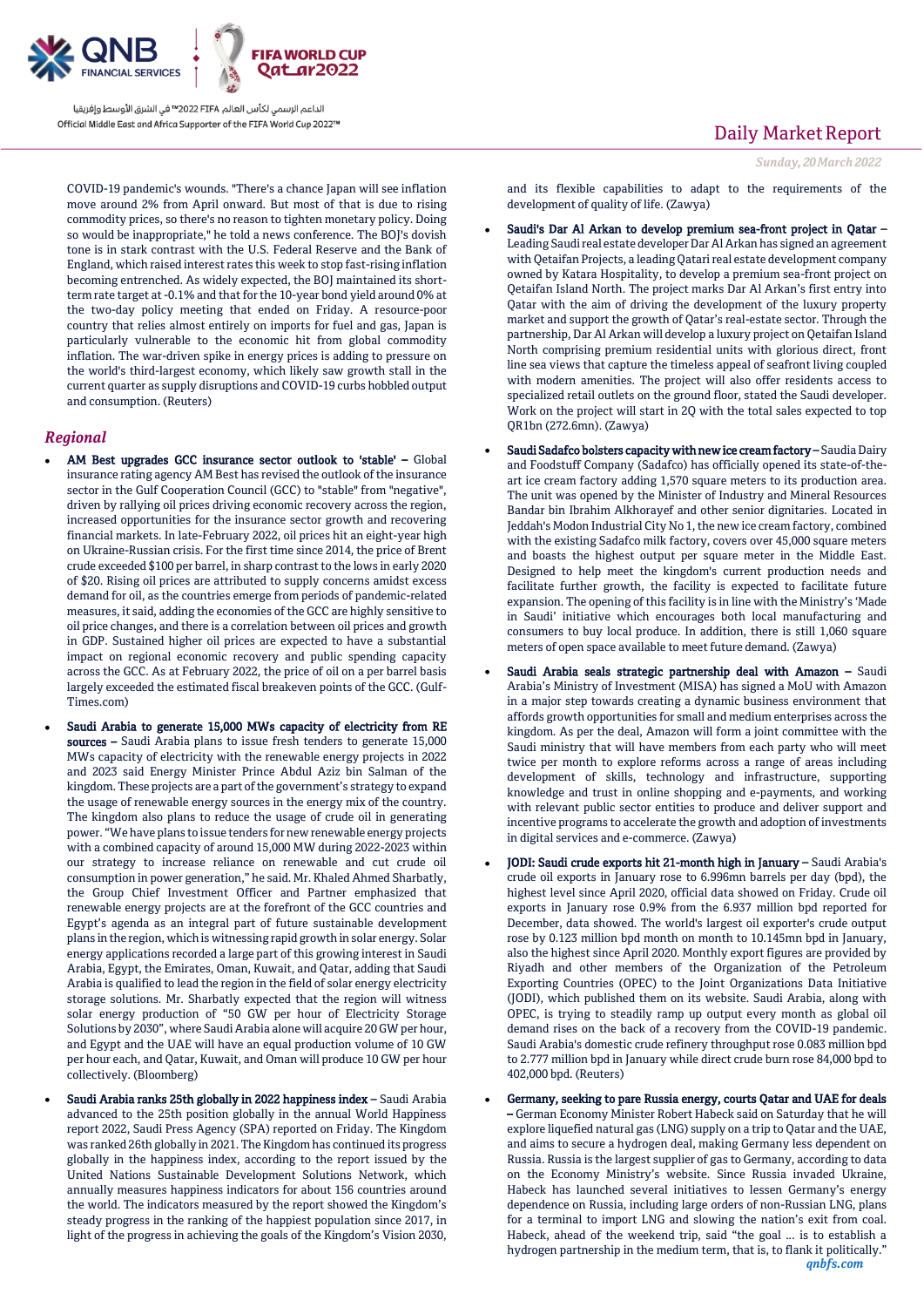COVID-19 pandemic's wounds. "There's a chance Japan will see inflation move around 2% from April onward. But most of that is due to rising commodity prices, so there's no reason to tighten monetary policy. Doing so would be inappropriate," he told a news conference. The BOJ's dovish tone is in stark contrast with the U.S. Federal Reserve and the Bank of England, which raised interest rates this week to stop fast-rising inflation becoming entrenched. As widely expected, the BOJ maintained its short-term rate target at -0.1% and that for the 10-year bond yield around 0% at the two-day policy meeting that ended on Friday. A resource-poor country that relies almost entirely on imports for fuel and gas, Japan is particularly vulnerable to the economic hit from global commodity inflation. The war-driven spike in energy prices is adding to pressure on the world's third-largest economy, which likely saw growth stall in the current quarter as supply disruptions and COVID-19 curbs hobbled output and consumption. (Reuters)

## *Regional*

- **AM Best upgrades GCC insurance sector outlook to 'stable' –** Global insurance rating agency AM Best has revised the outlook of the insurance sector in the Gulf Cooperation Council (GCC) to "stable" from "negative", driven by rallying oil prices driving economic recovery across the region, increased opportunities for the insurance sector growth and recovering financial markets. In late-February 2022, oil prices hit an eight-year high on Ukraine-Russian crisis. For the first time since 2014, the price of Brent crude exceeded $100 per barrel, in sharp contrast to the lows in early 2020 of $20. Rising oil prices are attributed to supply concerns amidst excess demand for oil, as the countries emerge from periods of pandemic-related measures, it said, adding the economies of the GCC are highly sensitive to oil price changes, and there is a correlation between oil prices and growth in GDP. Sustained higher oil prices are expected to have a substantial impact on regional economic recovery and public spending capacity across the GCC. As at February 2022, the price of oil on a per barrel basis largely exceeded the estimated fiscal breakeven points of the GCC. (Gulf-Times.com)

- **Saudi Arabia to generate 15,000 MWs capacity of electricity from RE sources –** Saudi Arabia plans to issue fresh tenders to generate 15,000 MWs capacity of electricity with the renewable energy projects in 2022 and 2023 said Energy Minister Prince Abdul Aziz bin Salman of the kingdom. These projects are a part of the government's strategy to expand the usage of renewable energy sources in the energy mix of the country. The kingdom also plans to reduce the usage of crude oil in generating power. "We have plans to issue tenders for new renewable energy projects with a combined capacity of around 15,000 MW during 2022-2023 within our strategy to increase reliance on renewable and cut crude oil consumption in power generation," he said. Mr. Khaled Ahmed Sharbatly, the Group Chief Investment Officer and Partner emphasized that renewable energy projects are at the forefront of the GCC countries and Egypt's agenda as an integral part of future sustainable development plans in the region, which is witnessing rapid growth in solar energy. Solar energy applications recorded a large part of this growing interest in Saudi Arabia, Egypt, the Emirates, Oman, Kuwait, and Qatar, adding that Saudi Arabia is qualified to lead the region in the field of solar energy electricity storage solutions. Mr. Sharbatly expected that the region will witness solar energy production of "50 GW per hour of Electricity Storage Solutions by 2030", where Saudi Arabia alone will acquire 20 GW per hour, and Egypt and the UAE will have an equal production volume of 10 GW per hour each, and Qatar, Kuwait, and Oman will produce 10 GW per hour collectively. (Bloomberg)

- **Saudi Arabia ranks 25th globally in 2022 happiness index –** Saudi Arabia advanced to the 25th position globally in the annual World Happiness report 2022, Saudi Press Agency (SPA) reported on Friday. The Kingdom was ranked 26th globally in 2021. The Kingdom has continued its progress globally in the happiness index, according to the report issued by the United Nations Sustainable Development Solutions Network, which annually measures happiness indicators for about 156 countries around the world. The indicators measured by the report showed the Kingdom's steady progress in the ranking of the happiest population since 2017, in light of the progress in achieving the goals of the Kingdom's Vision 2030, and its flexible capabilities to adapt to the requirements of the development of quality of life. (Zawya)

- **Saudi's Dar Al Arkan to develop premium sea-front project in Qatar –** Leading Saudi real estate developer Dar Al Arkan has signed an agreement with Qetaifan Projects, a leading Qatari real estate development company owned by Katara Hospitality, to develop a premium sea-front project on Qetaifan Island North. The project marks Dar Al Arkan's first entry into Qatar with the aim of driving the development of the luxury property market and support the growth of Qatar's real-estate sector. Through the partnership, Dar Al Arkan will develop a luxury project on Qetaifan Island North comprising premium residential units with glorious direct, front line sea views that capture the timeless appeal of seafront living coupled with modern amenities. The project will also offer residents access to specialized retail outlets on the ground floor, stated the Saudi developer. Work on the project will start in 2Q with the total sales expected to top QR1bn (272.6mn). (Zawya)

- **Saudi Sadafco bolsters capacity with new ice cream factory –** Saudia Dairy and Foodstuff Company (Sadafco) has officially opened its state-of-the-art ice cream factory adding 1,570 square meters to its production area. The unit was opened by the Minister of Industry and Mineral Resources Bandar bin Ibrahim Alkhorayef and other senior dignitaries. Located in Jeddah's Modon Industrial City No 1, the new ice cream factory, combined with the existing Sadafco milk factory, covers over 45,000 square meters and boasts the highest output per square meter in the Middle East. Designed to help meet the kingdom's current production needs and facilitate further growth, the facility is expected to facilitate future expansion. The opening of this facility is in line with the Ministry's 'Made in Saudi' initiative which encourages both local manufacturing and consumers to buy local produce. In addition, there is still 1,060 square meters of open space available to meet future demand. (Zawya)

- **Saudi Arabia seals strategic partnership deal with Amazon –** Saudi Arabia's Ministry of Investment (MISA) has signed a MoU with Amazon in a major step towards creating a dynamic business environment that affords growth opportunities for small and medium enterprises across the kingdom. As per the deal, Amazon will form a joint committee with the Saudi ministry that will have members from each party who will meet twice per month to explore reforms across a range of areas including development of skills, technology and infrastructure, supporting knowledge and trust in online shopping and e-payments, and working with relevant public sector entities to produce and deliver support and incentive programs to accelerate the growth and adoption of investments in digital services and e-commerce. (Zawya)

- **JODI: Saudi crude exports hit 21-month high in January –** Saudi Arabia's crude oil exports in January rose to 6.996mn barrels per day (bpd), the highest level since April 2020, official data showed on Friday. Crude oil exports in January rose 0.9% from the 6.937 million bpd reported for December, data showed. The world's largest oil exporter's crude output rose by 0.123 million bpd month on month to 10.145mn bpd in January, also the highest since April 2020. Monthly export figures are provided by Riyadh and other members of the Organization of the Petroleum Exporting Countries (OPEC) to the Joint Organizations Data Initiative (JODI), which published them on its website. Saudi Arabia, along with OPEC, is trying to steadily ramp up output every month as global oil demand rises on the back of a recovery from the COVID-19 pandemic. Saudi Arabia's domestic crude refinery throughput rose 0.083 million bpd to 2.777 million bpd in January while direct crude burn rose 84,000 bpd to 402,000 bpd. (Reuters)

- **Germany, seeking to pare Russia energy, courts Qatar and UAE for deals –** German Economy Minister Robert Habeck said on Saturday that he will explore liquefied natural gas (LNG) supply on a trip to Qatar and the UAE, and aims to secure a hydrogen deal, making Germany less dependent on Russia. Russia is the largest supplier of gas to Germany, according to data on the Economy Ministry's website. Since Russia invaded Ukraine, Habeck has launched several initiatives to lessen Germany's energy dependence on Russia, including large orders of non-Russian LNG, plans for a terminal to import LNG and slowing the nation's exit from coal. Habeck, ahead of the weekend trip, said "the goal ... is to establish a hydrogen partnership in the medium term, that is, to flank it politically."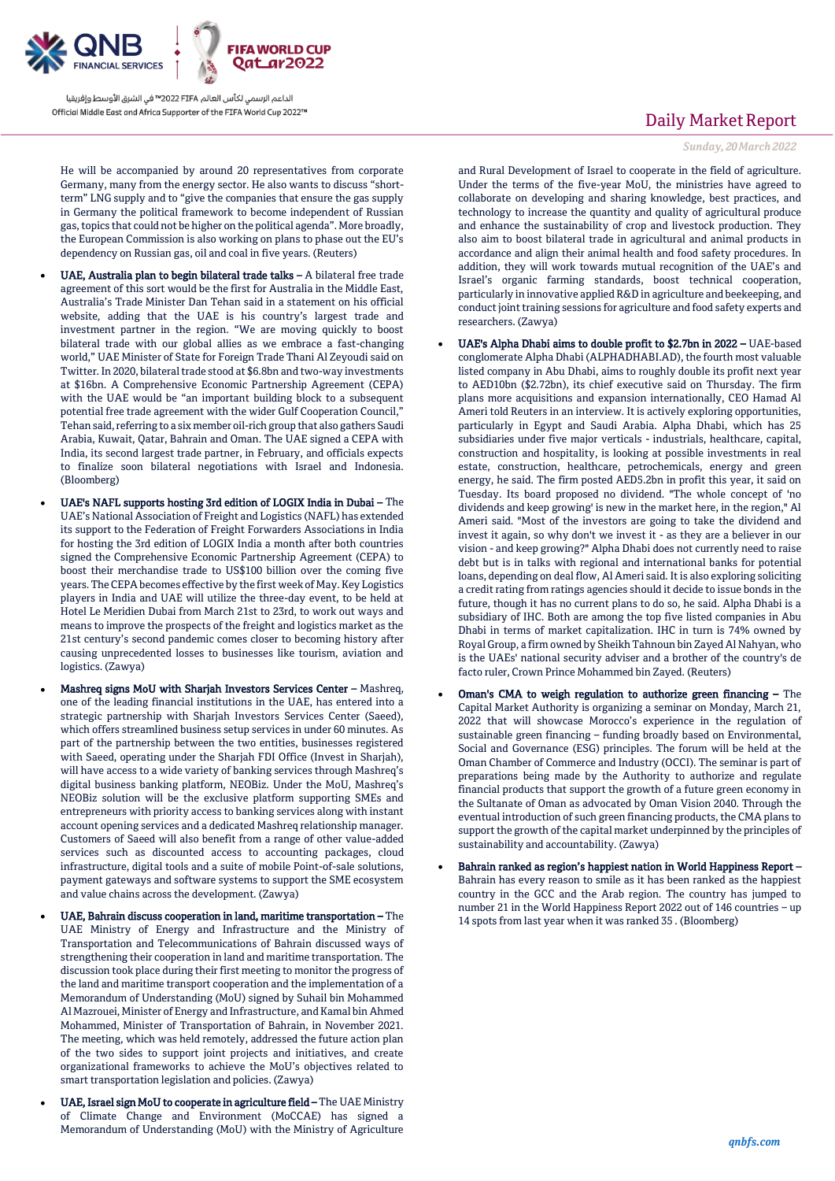He will be accompanied by around 20 representatives from corporate Germany, many from the energy sector. He also wants to discuss "short-term" LNG supply and to "give the companies that ensure the gas supply in Germany the political framework to become independent of Russian gas, topics that could not be higher on the political agenda". More broadly, the European Commission is also working on plans to phase out the EU's dependency on Russian gas, oil and coal in five years. (Reuters)

- **UAE, Australia plan to begin bilateral trade talks –** A bilateral free trade agreement of this sort would be the first for Australia in the Middle East, Australia's Trade Minister Dan Tehan said in a statement on his official website, adding that the UAE is his country's largest trade and investment partner in the region. "We are moving quickly to boost bilateral trade with our global allies as we embrace a fast-changing world," UAE Minister of State for Foreign Trade Thani Al Zeyoudi said on Twitter. In 2020, bilateral trade stood at $6.8bn and two-way investments at $16bn. A Comprehensive Economic Partnership Agreement (CEPA) with the UAE would be "an important building block to a subsequent potential free trade agreement with the wider Gulf Cooperation Council," Tehan said, referring to a six member oil-rich group that also gathers Saudi Arabia, Kuwait, Qatar, Bahrain and Oman. The UAE signed a CEPA with India, its second largest trade partner, in February, and officials expects to finalize soon bilateral negotiations with Israel and Indonesia. (Bloomberg)

- **UAE's NAFL supports hosting 3rd edition of LOGIX India in Dubai –** The UAE's National Association of Freight and Logistics (NAFL) has extended its support to the Federation of Freight Forwarders Associations in India for hosting the 3rd edition of LOGIX India a month after both countries signed the Comprehensive Economic Partnership Agreement (CEPA) to boost their merchandise trade to US$100 billion over the coming five years. The CEPA becomes effective by the first week of May. Key Logistics players in India and UAE will utilize the three-day event, to be held at Hotel Le Meridien Dubai from March 21st to 23rd, to work out ways and means to improve the prospects of the freight and logistics market as the 21st century's second pandemic comes closer to becoming history after causing unprecedented losses to businesses like tourism, aviation and logistics. (Zawya)

- **Mashreq signs MoU with Sharjah Investors Services Center –** Mashreq, one of the leading financial institutions in the UAE, has entered into a strategic partnership with Sharjah Investors Services Center (Saeed), which offers streamlined business setup services in under 60 minutes. As part of the partnership between the two entities, businesses registered with Saeed, operating under the Sharjah FDI Office (Invest in Sharjah), will have access to a wide variety of banking services through Mashreq's digital business banking platform, NEOBiz. Under the MoU, Mashreq's NEOBiz solution will be the exclusive platform supporting SMEs and entrepreneurs with priority access to banking services along with instant account opening services and a dedicated Mashreq relationship manager. Customers of Saeed will also benefit from a range of other value-added services such as discounted access to accounting packages, cloud infrastructure, digital tools and a suite of mobile Point-of-sale solutions, payment gateways and software systems to support the SME ecosystem and value chains across the development. (Zawya)

- **UAE, Bahrain discuss cooperation in land, maritime transportation –** The UAE Ministry of Energy and Infrastructure and the Ministry of Transportation and Telecommunications of Bahrain discussed ways of strengthening their cooperation in land and maritime transportation. The discussion took place during their first meeting to monitor the progress of the land and maritime transport cooperation and the implementation of a Memorandum of Understanding (MoU) signed by Suhail bin Mohammed Al Mazrouei, Minister of Energy and Infrastructure, and Kamal bin Ahmed Mohammed, Minister of Transportation of Bahrain, in November 2021. The meeting, which was held remotely, addressed the future action plan of the two sides to support joint projects and initiatives, and create organizational frameworks to achieve the MoU's objectives related to smart transportation legislation and policies. (Zawya)

- **UAE, Israel sign MoU to cooperate in agriculture field –** The UAE Ministry of Climate Change and Environment (MoCCAE) has signed a Memorandum of Understanding (MoU) with the Ministry of Agriculture and Rural Development of Israel to cooperate in the field of agriculture. Under the terms of the five-year MoU, the ministries have agreed to collaborate on developing and sharing knowledge, best practices, and technology to increase the quantity and quality of agricultural produce and enhance the sustainability of crop and livestock production. They also aim to boost bilateral trade in agricultural and animal products in accordance and align their animal health and food safety procedures. In addition, they will work towards mutual recognition of the UAE's and Israel's organic farming standards, boost technical cooperation, particularly in innovative applied R&D in agriculture and beekeeping, and conduct joint training sessions for agriculture and food safety experts and researchers. (Zawya)

- **UAE's Alpha Dhabi aims to double profit to $2.7bn in 2022 –** UAE-based conglomerate Alpha Dhabi (ALPHADHABI.AD), the fourth most valuable listed company in Abu Dhabi, aims to roughly double its profit next year to AED10bn ($2.72bn), its chief executive said on Thursday. The firm plans more acquisitions and expansion internationally, CEO Hamad Al Ameri told Reuters in an interview. It is actively exploring opportunities, particularly in Egypt and Saudi Arabia. Alpha Dhabi, which has 25 subsidiaries under five major verticals - industrials, healthcare, capital, construction and hospitality, is looking at possible investments in real estate, construction, healthcare, petrochemicals, energy and green energy, he said. The firm posted AED5.2bn in profit this year, it said on Tuesday. Its board proposed no dividend. "The whole concept of 'no dividends and keep growing' is new in the market here, in the region," Al Ameri said. "Most of the investors are going to take the dividend and invest it again, so why don't we invest it - as they are a believer in our vision - and keep growing?" Alpha Dhabi does not currently need to raise debt but is in talks with regional and international banks for potential loans, depending on deal flow, Al Ameri said. It is also exploring soliciting a credit rating from ratings agencies should it decide to issue bonds in the future, though it has no current plans to do so, he said. Alpha Dhabi is a subsidiary of IHC. Both are among the top five listed companies in Abu Dhabi in terms of market capitalization. IHC in turn is 74% owned by Royal Group, a firm owned by Sheikh Tahnoun bin Zayed Al Nahyan, who is the UAEs' national security adviser and a brother of the country's de facto ruler, Crown Prince Mohammed bin Zayed. (Reuters)

- **Oman's CMA to weigh regulation to authorize green financing –** The Capital Market Authority is organizing a seminar on Monday, March 21, 2022 that will showcase Morocco's experience in the regulation of sustainable green financing – funding broadly based on Environmental, Social and Governance (ESG) principles. The forum will be held at the Oman Chamber of Commerce and Industry (OCCI). The seminar is part of preparations being made by the Authority to authorize and regulate financial products that support the growth of a future green economy in the Sultanate of Oman as advocated by Oman Vision 2040. Through the eventual introduction of such green financing products, the CMA plans to support the growth of the capital market underpinned by the principles of sustainability and accountability. (Zawya)

- **Bahrain ranked as region's happiest nation in World Happiness Report –** Bahrain has every reason to smile as it has been ranked as the happiest country in the GCC and the Arab region. The country has jumped to number 21 in the World Happiness Report 2022 out of 146 countries – up 14 spots from last year when it was ranked 35 . (Bloomberg)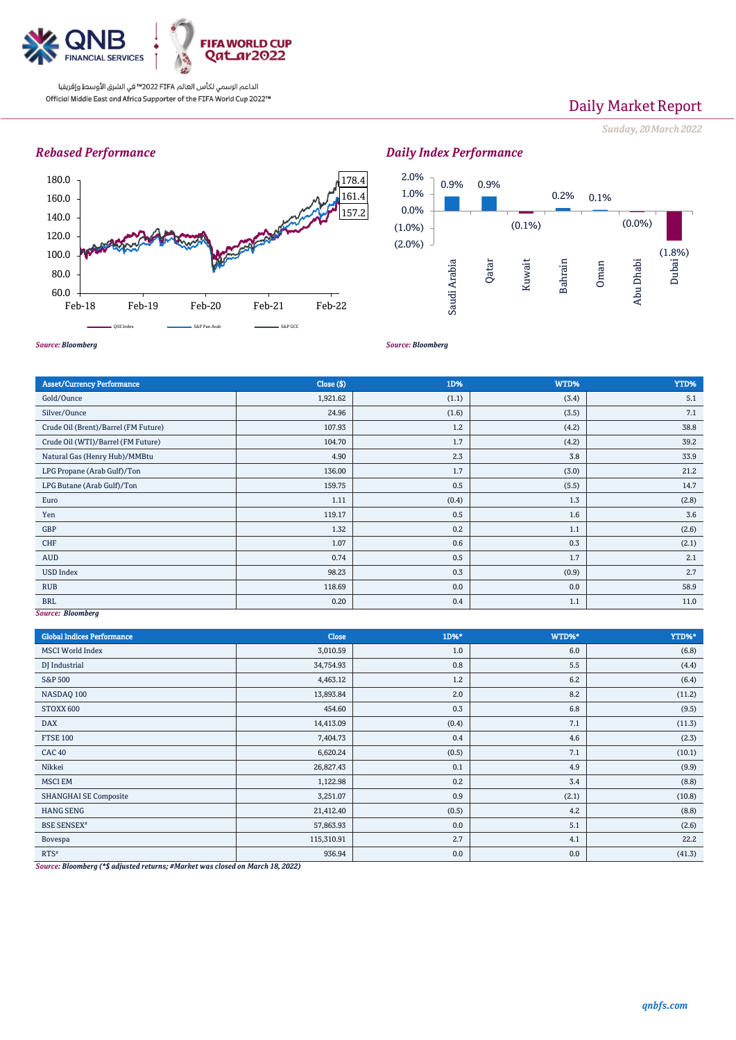Daily Market Report

*Sunday, 20 March 2022*

## *Rebased Performance*

180.0, 160.0, 140.0, 120.0, 100.0, 80.0, 60.0

Feb-18, Feb-19, Feb-20, Feb-21, Feb-22

178.4, 161.4, 157.2

QSE Index, S&P Pan Arab, S&P GCC

*Source: Bloomberg*

## *Daily Index Performance*

| Market | Change |
|---|---|
| Saudi Arabia | 0.9% |
| Qatar | 0.9% |
| Kuwait | (0.1%) |
| Bahrain | 0.2% |
| Oman | 0.1% |
| Abu Dhabi | (0.0%) |
| Dubai | (1.8%) |

*Source: Bloomberg*

| Asset/Currency Performance | Close ($) | 1D% | WTD% | YTD% |
|---|---|---|---|---|
| Gold/Ounce | 1,921.62 | (1.1) | (3.4) | 5.1 |
| Silver/Ounce | 24.96 | (1.6) | (3.5) | 7.1 |
| Crude Oil (Brent)/Barrel (FM Future) | 107.93 | 1.2 | (4.2) | 38.8 |
| Crude Oil (WTI)/Barrel (FM Future) | 104.70 | 1.7 | (4.2) | 39.2 |
| Natural Gas (Henry Hub)/MMBtu | 4.90 | 2.3 | 3.8 | 33.9 |
| LPG Propane (Arab Gulf)/Ton | 136.00 | 1.7 | (3.0) | 21.2 |
| LPG Butane (Arab Gulf)/Ton | 159.75 | 0.5 | (5.5) | 14.7 |
| Euro | 1.11 | (0.4) | 1.3 | (2.8) |
| Yen | 119.17 | 0.5 | 1.6 | 3.6 |
| GBP | 1.32 | 0.2 | 1.1 | (2.6) |
| CHF | 1.07 | 0.6 | 0.3 | (2.1) |
| AUD | 0.74 | 0.5 | 1.7 | 2.1 |
| USD Index | 98.23 | 0.3 | (0.9) | 2.7 |
| RUB | 118.69 | 0.0 | 0.0 | 58.9 |
| BRL | 0.20 | 0.4 | 1.1 | 11.0 |

*Source: Bloomberg*

| Global Indices Performance | Close | 1D%* | WTD%* | YTD%* |
|---|---|---|---|---|
| MSCI World Index | 3,010.59 | 1.0 | 6.0 | (6.8) |
| DJ Industrial | 34,754.93 | 0.8 | 5.5 | (4.4) |
| S&P 500 | 4,463.12 | 1.2 | 6.2 | (6.4) |
| NASDAQ 100 | 13,893.84 | 2.0 | 8.2 | (11.2) |
| STOXX 600 | 454.60 | 0.3 | 6.8 | (9.5) |
| DAX | 14,413.09 | (0.4) | 7.1 | (11.3) |
| FTSE 100 | 7,404.73 | 0.4 | 4.6 | (2.3) |
| CAC 40 | 6,620.24 | (0.5) | 7.1 | (10.1) |
| Nikkei | 26,827.43 | 0.1 | 4.9 | (9.9) |
| MSCI EM | 1,122.98 | 0.2 | 3.4 | (8.8) |
| SHANGHAI SE Composite | 3,251.07 | 0.9 | (2.1) | (10.8) |
| HANG SENG | 21,412.40 | (0.5) | 4.2 | (8.8) |
| BSE SENSEX# | 57,863.93 | 0.0 | 5.1 | (2.6) |
| Bovespa | 115,310.91 | 2.7 | 4.1 | 22.2 |
| RTS# | 936.94 | 0.0 | 0.0 | (41.3) |

*Source: Bloomberg (*$ adjusted returns; #Market was closed on March 18, 2022)*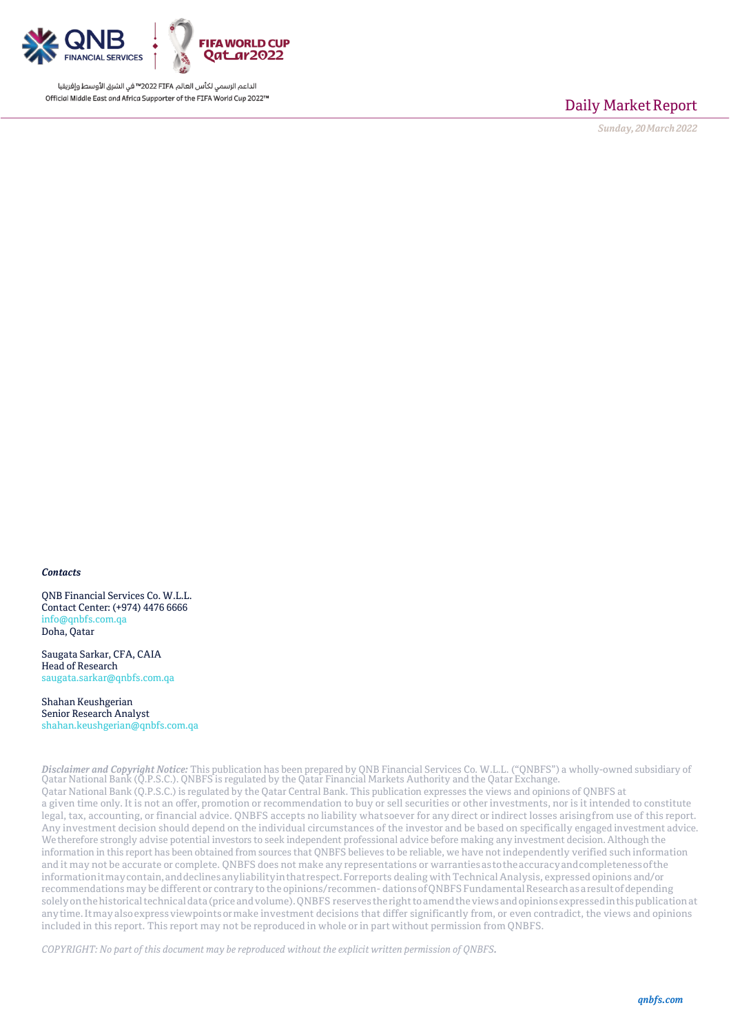الداعم الرسمي لكأس العالم FIFA 2022™ في الشرق الأوسط وإفريقيا
Official Middle East and Africa Supporter of the FIFA World Cup 2022™

Daily Market Report

*Sunday, 20 March 2022*

***Contacts***

QNB Financial Services Co. W.L.L.
Contact Center: (+974) 4476 6666
info@qnbfs.com.qa
Doha, Qatar

Saugata Sarkar, CFA, CAIA
Head of Research
saugata.sarkar@qnbfs.com.qa

Shahan Keushgerian
Senior Research Analyst
shahan.keushgerian@qnbfs.com.qa

***Disclaimer and Copyright Notice:*** This publication has been prepared by QNB Financial Services Co. W.L.L. ("QNBFS") a wholly-owned subsidiary of Qatar National Bank (Q.P.S.C.). QNBFS is regulated by the Qatar Financial Markets Authority and the Qatar Exchange. Qatar National Bank (Q.P.S.C.) is regulated by the Qatar Central Bank. This publication expresses the views and opinions of QNBFS at a given time only. It is not an offer, promotion or recommendation to buy or sell securities or other investments, nor is it intended to constitute legal, tax, accounting, or financial advice. QNBFS accepts no liability whatsoever for any direct or indirect losses arising from use of this report. Any investment decision should depend on the individual circumstances of the investor and be based on specifically engaged investment advice. We therefore strongly advise potential investors to seek independent professional advice before making any investment decision. Although the information in this report has been obtained from sources that QNBFS believes to be reliable, we have not independently verified such information and it may not be accurate or complete. QNBFS does not make any representations or warranties as to the accuracy and completeness of the information it may contain, and declines any liability in that respect. For reports dealing with Technical Analysis, expressed opinions and/or recommendations may be different or contrary to the opinions/recommen- dations of QNBFS Fundamental Research as a result of depending solely on the historical technical data (price and volume). QNBFS reserves the right to amend the views and opinions expressed in this publication at any time. It may also express viewpoints or make investment decisions that differ significantly from, or even contradict, the views and opinions included in this report. This report may not be reproduced in whole or in part without permission from QNBFS.

*COPYRIGHT: No part of this document may be reproduced without the explicit written permission of QNBFS.*

*qnbfs.com*